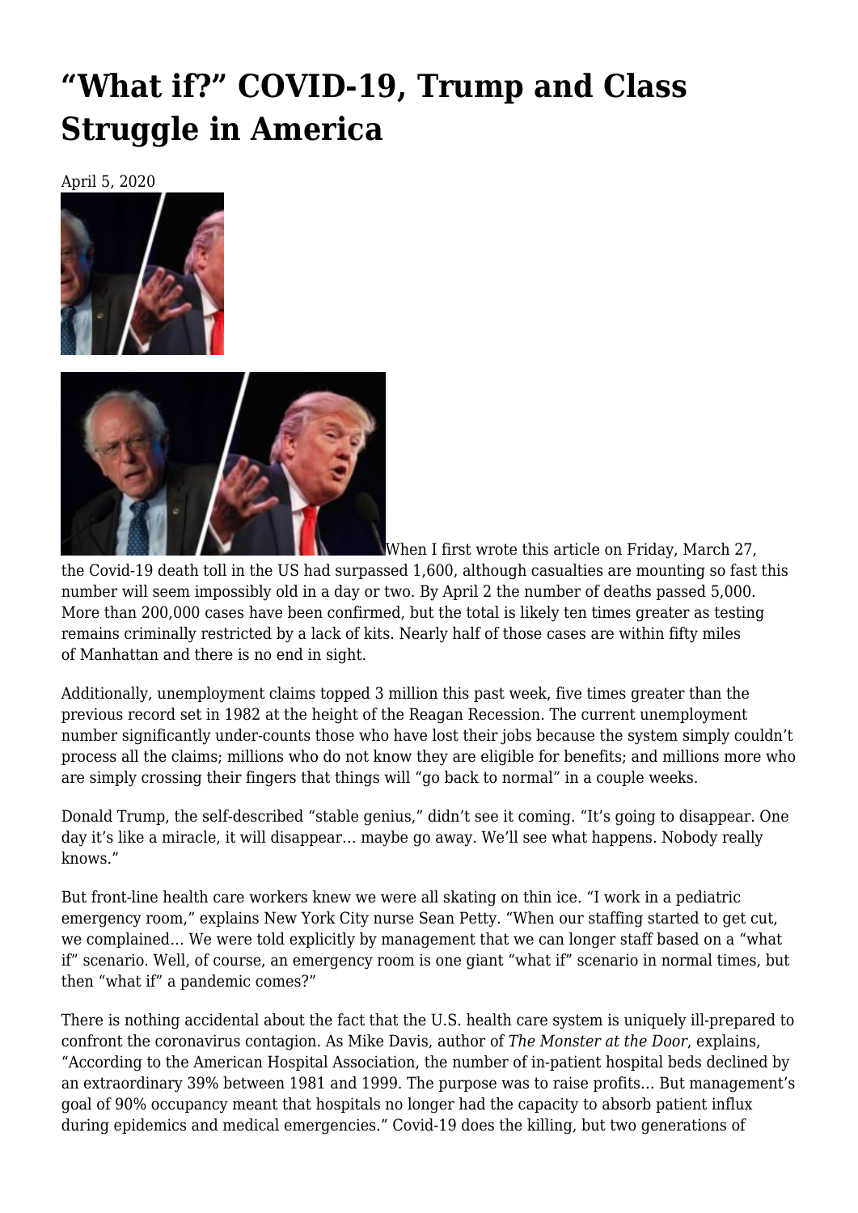# "What if?" COVID-19, Trump and Class Struggle in America

April 5, 2020

When I first wrote this article on Friday, March 27, the Covid-19 death toll in the US had surpassed 1,600, although casualties are mounting so fast this number will seem impossibly old in a day or two. By April 2 the number of deaths passed 5,000. More than 200,000 cases have been confirmed, but the total is likely ten times greater as testing remains criminally restricted by a lack of kits. Nearly half of those cases are within fifty miles of Manhattan and there is no end in sight.

Additionally, unemployment claims topped 3 million this past week, five times greater than the previous record set in 1982 at the height of the Reagan Recession. The current unemployment number significantly under-counts those who have lost their jobs because the system simply couldn't process all the claims; millions who do not know they are eligible for benefits; and millions more who are simply crossing their fingers that things will "go back to normal" in a couple weeks.

Donald Trump, the self-described "stable genius," didn't see it coming. "It's going to disappear. One day it's like a miracle, it will disappear… maybe go away. We'll see what happens. Nobody really knows."

But front-line health care workers knew we were all skating on thin ice. "I work in a pediatric emergency room," explains New York City nurse Sean Petty. "When our staffing started to get cut, we complained… We were told explicitly by management that we can longer staff based on a "what if" scenario. Well, of course, an emergency room is one giant "what if" scenario in normal times, but then "what if" a pandemic comes?"

There is nothing accidental about the fact that the U.S. health care system is uniquely ill-prepared to confront the coronavirus contagion. As Mike Davis, author of *The Monster at the Door*, explains, "According to the American Hospital Association, the number of in-patient hospital beds declined by an extraordinary 39% between 1981 and 1999. The purpose was to raise profits… But management's goal of 90% occupancy meant that hospitals no longer had the capacity to absorb patient influx during epidemics and medical emergencies." Covid-19 does the killing, but two generations of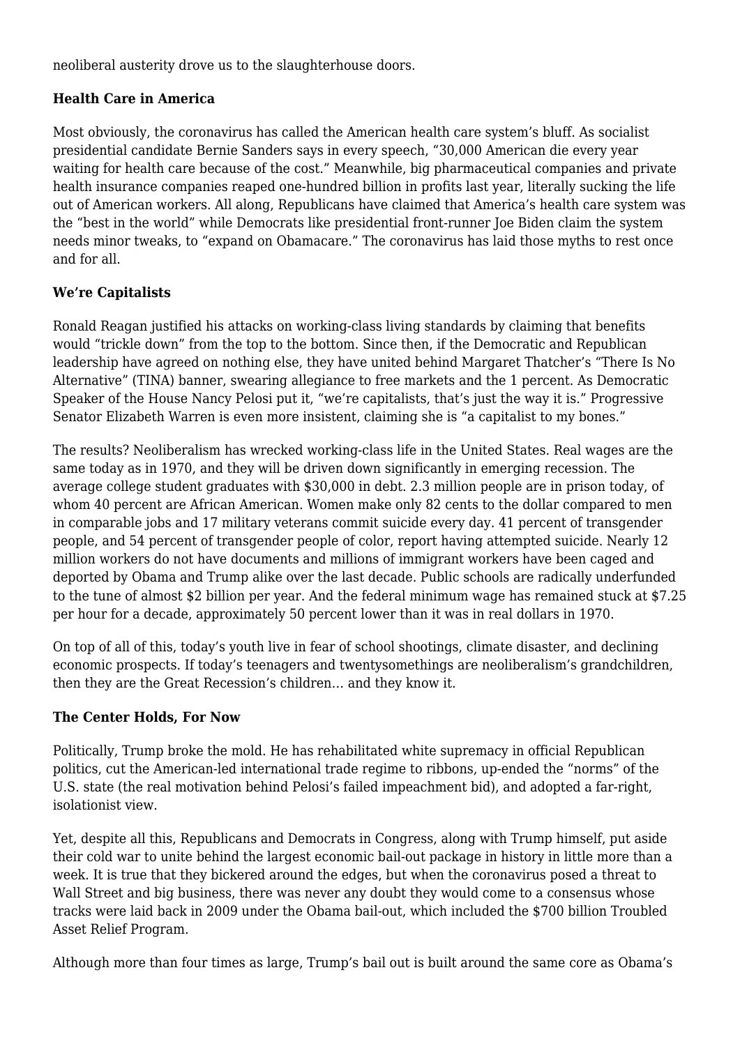neoliberal austerity drove us to the slaughterhouse doors.

**Health Care in America**

Most obviously, the coronavirus has called the American health care system's bluff. As socialist presidential candidate Bernie Sanders says in every speech, "30,000 American die every year waiting for health care because of the cost." Meanwhile, big pharmaceutical companies and private health insurance companies reaped one-hundred billion in profits last year, literally sucking the life out of American workers. All along, Republicans have claimed that America's health care system was the "best in the world" while Democrats like presidential front-runner Joe Biden claim the system needs minor tweaks, to "expand on Obamacare." The coronavirus has laid those myths to rest once and for all.

**We're Capitalists**

Ronald Reagan justified his attacks on working-class living standards by claiming that benefits would "trickle down" from the top to the bottom. Since then, if the Democratic and Republican leadership have agreed on nothing else, they have united behind Margaret Thatcher's "There Is No Alternative" (TINA) banner, swearing allegiance to free markets and the 1 percent. As Democratic Speaker of the House Nancy Pelosi put it, "we're capitalists, that's just the way it is." Progressive Senator Elizabeth Warren is even more insistent, claiming she is "a capitalist to my bones."

The results? Neoliberalism has wrecked working-class life in the United States. Real wages are the same today as in 1970, and they will be driven down significantly in emerging recession. The average college student graduates with $30,000 in debt. 2.3 million people are in prison today, of whom 40 percent are African American. Women make only 82 cents to the dollar compared to men in comparable jobs and 17 military veterans commit suicide every day. 41 percent of transgender people, and 54 percent of transgender people of color, report having attempted suicide. Nearly 12 million workers do not have documents and millions of immigrant workers have been caged and deported by Obama and Trump alike over the last decade. Public schools are radically underfunded to the tune of almost $2 billion per year. And the federal minimum wage has remained stuck at $7.25 per hour for a decade, approximately 50 percent lower than it was in real dollars in 1970.

On top of all of this, today's youth live in fear of school shootings, climate disaster, and declining economic prospects. If today's teenagers and twentysomethings are neoliberalism's grandchildren, then they are the Great Recession's children… and they know it.

**The Center Holds, For Now**

Politically, Trump broke the mold. He has rehabilitated white supremacy in official Republican politics, cut the American-led international trade regime to ribbons, up-ended the "norms" of the U.S. state (the real motivation behind Pelosi's failed impeachment bid), and adopted a far-right, isolationist view.

Yet, despite all this, Republicans and Democrats in Congress, along with Trump himself, put aside their cold war to unite behind the largest economic bail-out package in history in little more than a week. It is true that they bickered around the edges, but when the coronavirus posed a threat to Wall Street and big business, there was never any doubt they would come to a consensus whose tracks were laid back in 2009 under the Obama bail-out, which included the $700 billion Troubled Asset Relief Program.

Although more than four times as large, Trump's bail out is built around the same core as Obama's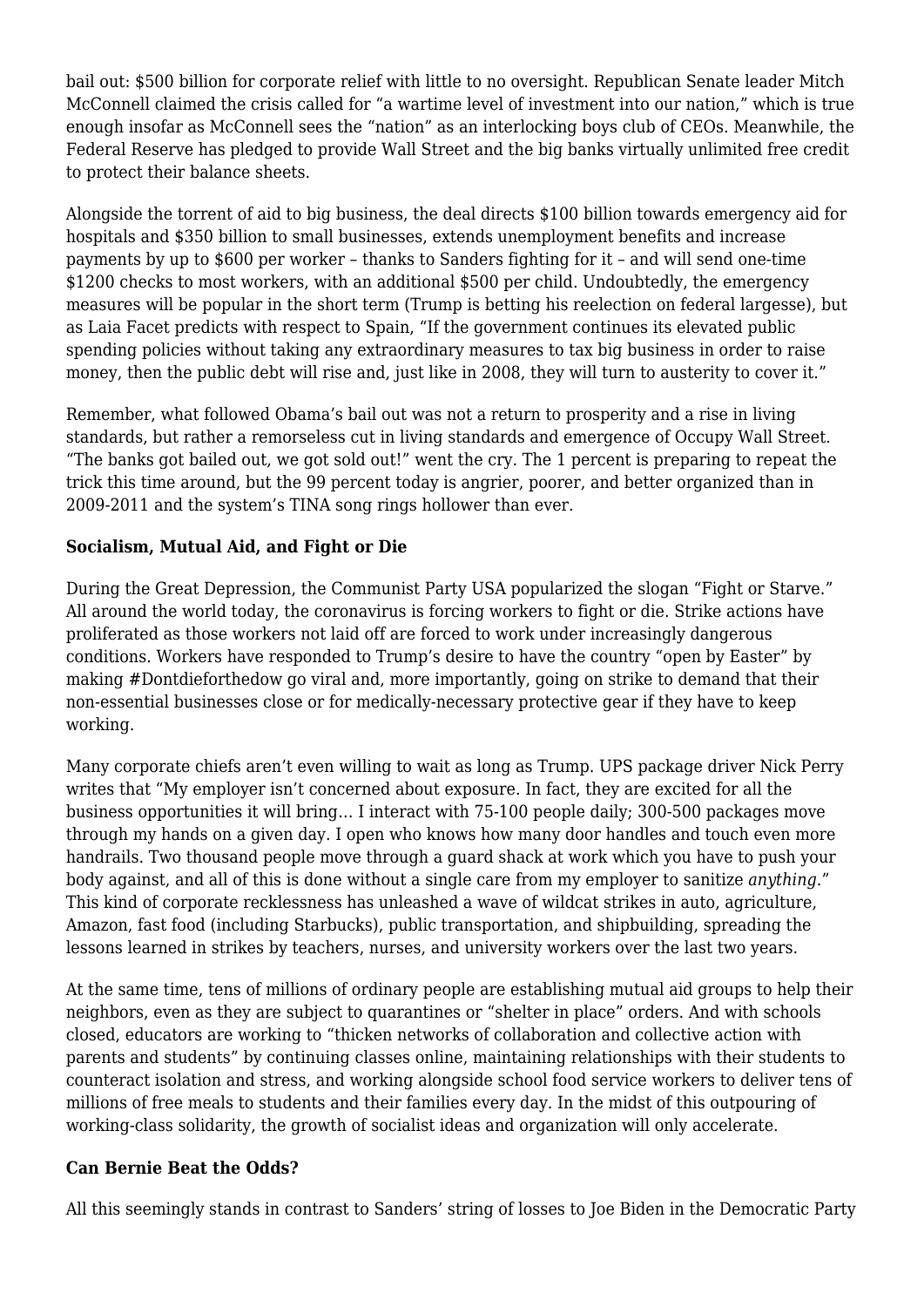bail out: $500 billion for corporate relief with little to no oversight. Republican Senate leader Mitch McConnell claimed the crisis called for "a wartime level of investment into our nation," which is true enough insofar as McConnell sees the "nation" as an interlocking boys club of CEOs. Meanwhile, the Federal Reserve has pledged to provide Wall Street and the big banks virtually unlimited free credit to protect their balance sheets.

Alongside the torrent of aid to big business, the deal directs $100 billion towards emergency aid for hospitals and $350 billion to small businesses, extends unemployment benefits and increase payments by up to $600 per worker – thanks to Sanders fighting for it – and will send one-time $1200 checks to most workers, with an additional $500 per child. Undoubtedly, the emergency measures will be popular in the short term (Trump is betting his reelection on federal largesse), but as Laia Facet predicts with respect to Spain, "If the government continues its elevated public spending policies without taking any extraordinary measures to tax big business in order to raise money, then the public debt will rise and, just like in 2008, they will turn to austerity to cover it."

Remember, what followed Obama's bail out was not a return to prosperity and a rise in living standards, but rather a remorseless cut in living standards and emergence of Occupy Wall Street. "The banks got bailed out, we got sold out!" went the cry. The 1 percent is preparing to repeat the trick this time around, but the 99 percent today is angrier, poorer, and better organized than in 2009-2011 and the system's TINA song rings hollower than ever.

**Socialism, Mutual Aid, and Fight or Die**

During the Great Depression, the Communist Party USA popularized the slogan "Fight or Starve." All around the world today, the coronavirus is forcing workers to fight or die. Strike actions have proliferated as those workers not laid off are forced to work under increasingly dangerous conditions. Workers have responded to Trump's desire to have the country "open by Easter" by making #Dontdieforthedow go viral and, more importantly, going on strike to demand that their non-essential businesses close or for medically-necessary protective gear if they have to keep working.

Many corporate chiefs aren't even willing to wait as long as Trump. UPS package driver Nick Perry writes that "My employer isn't concerned about exposure. In fact, they are excited for all the business opportunities it will bring… I interact with 75-100 people daily; 300-500 packages move through my hands on a given day. I open who knows how many door handles and touch even more handrails. Two thousand people move through a guard shack at work which you have to push your body against, and all of this is done without a single care from my employer to sanitize *anything*." This kind of corporate recklessness has unleashed a wave of wildcat strikes in auto, agriculture, Amazon, fast food (including Starbucks), public transportation, and shipbuilding, spreading the lessons learned in strikes by teachers, nurses, and university workers over the last two years.

At the same time, tens of millions of ordinary people are establishing mutual aid groups to help their neighbors, even as they are subject to quarantines or "shelter in place" orders. And with schools closed, educators are working to "thicken networks of collaboration and collective action with parents and students" by continuing classes online, maintaining relationships with their students to counteract isolation and stress, and working alongside school food service workers to deliver tens of millions of free meals to students and their families every day. In the midst of this outpouring of working-class solidarity, the growth of socialist ideas and organization will only accelerate.

**Can Bernie Beat the Odds?**

All this seemingly stands in contrast to Sanders' string of losses to Joe Biden in the Democratic Party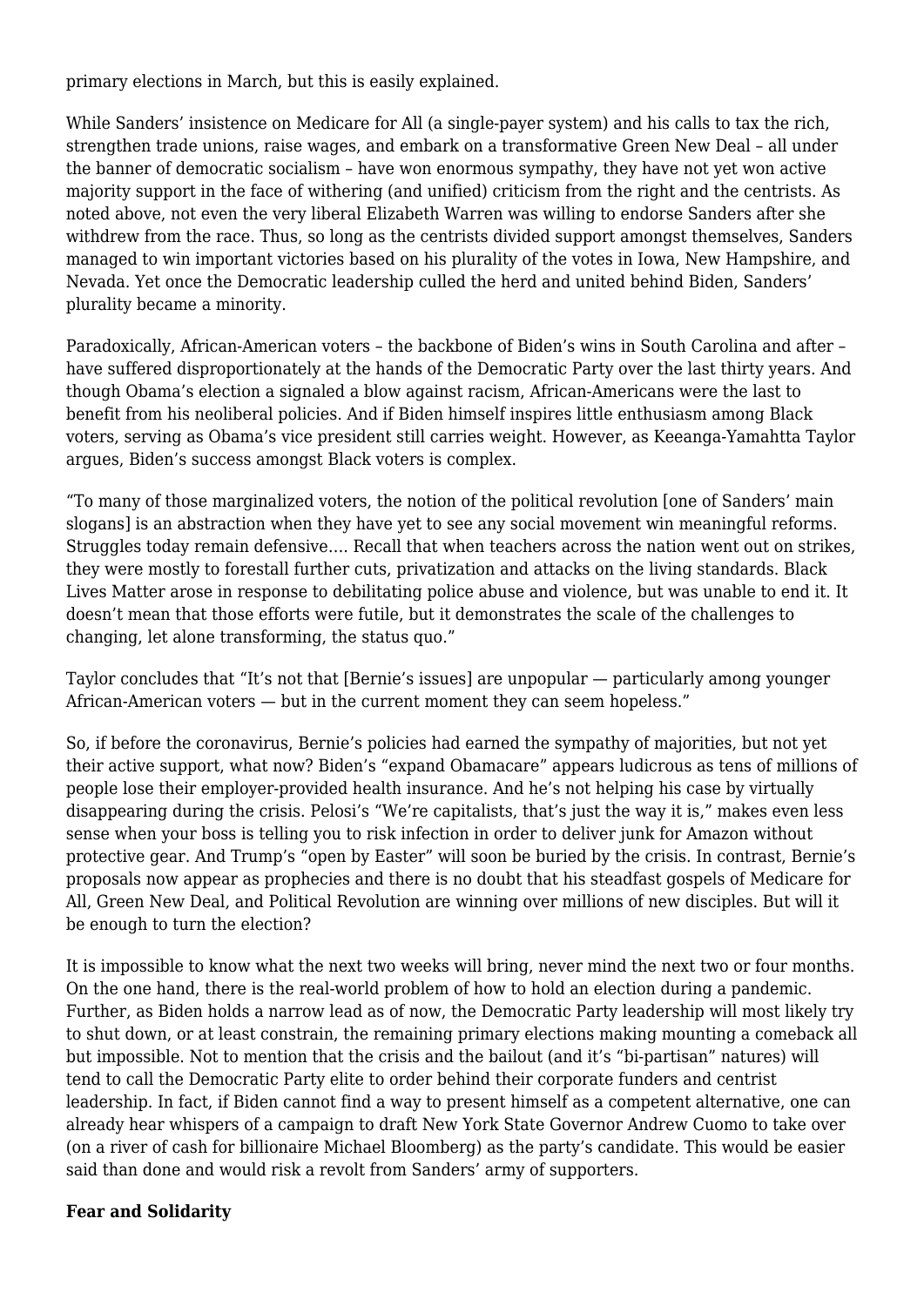primary elections in March, but this is easily explained.

While Sanders' insistence on Medicare for All (a single-payer system) and his calls to tax the rich, strengthen trade unions, raise wages, and embark on a transformative Green New Deal – all under the banner of democratic socialism – have won enormous sympathy, they have not yet won active majority support in the face of withering (and unified) criticism from the right and the centrists. As noted above, not even the very liberal Elizabeth Warren was willing to endorse Sanders after she withdrew from the race. Thus, so long as the centrists divided support amongst themselves, Sanders managed to win important victories based on his plurality of the votes in Iowa, New Hampshire, and Nevada. Yet once the Democratic leadership culled the herd and united behind Biden, Sanders' plurality became a minority.

Paradoxically, African-American voters – the backbone of Biden's wins in South Carolina and after – have suffered disproportionately at the hands of the Democratic Party over the last thirty years. And though Obama's election a signaled a blow against racism, African-Americans were the last to benefit from his neoliberal policies. And if Biden himself inspires little enthusiasm among Black voters, serving as Obama's vice president still carries weight. However, as Keeanga-Yamahtta Taylor argues, Biden's success amongst Black voters is complex.

"To many of those marginalized voters, the notion of the political revolution [one of Sanders' main slogans] is an abstraction when they have yet to see any social movement win meaningful reforms. Struggles today remain defensive…. Recall that when teachers across the nation went out on strikes, they were mostly to forestall further cuts, privatization and attacks on the living standards. Black Lives Matter arose in response to debilitating police abuse and violence, but was unable to end it. It doesn't mean that those efforts were futile, but it demonstrates the scale of the challenges to changing, let alone transforming, the status quo."

Taylor concludes that "It's not that [Bernie's issues] are unpopular — particularly among younger African-American voters — but in the current moment they can seem hopeless."

So, if before the coronavirus, Bernie's policies had earned the sympathy of majorities, but not yet their active support, what now? Biden's "expand Obamacare" appears ludicrous as tens of millions of people lose their employer-provided health insurance. And he's not helping his case by virtually disappearing during the crisis. Pelosi's "We're capitalists, that's just the way it is," makes even less sense when your boss is telling you to risk infection in order to deliver junk for Amazon without protective gear. And Trump's "open by Easter" will soon be buried by the crisis. In contrast, Bernie's proposals now appear as prophecies and there is no doubt that his steadfast gospels of Medicare for All, Green New Deal, and Political Revolution are winning over millions of new disciples. But will it be enough to turn the election?

It is impossible to know what the next two weeks will bring, never mind the next two or four months. On the one hand, there is the real-world problem of how to hold an election during a pandemic. Further, as Biden holds a narrow lead as of now, the Democratic Party leadership will most likely try to shut down, or at least constrain, the remaining primary elections making mounting a comeback all but impossible. Not to mention that the crisis and the bailout (and it's "bi-partisan" natures) will tend to call the Democratic Party elite to order behind their corporate funders and centrist leadership. In fact, if Biden cannot find a way to present himself as a competent alternative, one can already hear whispers of a campaign to draft New York State Governor Andrew Cuomo to take over (on a river of cash for billionaire Michael Bloomberg) as the party's candidate. This would be easier said than done and would risk a revolt from Sanders' army of supporters.

**Fear and Solidarity**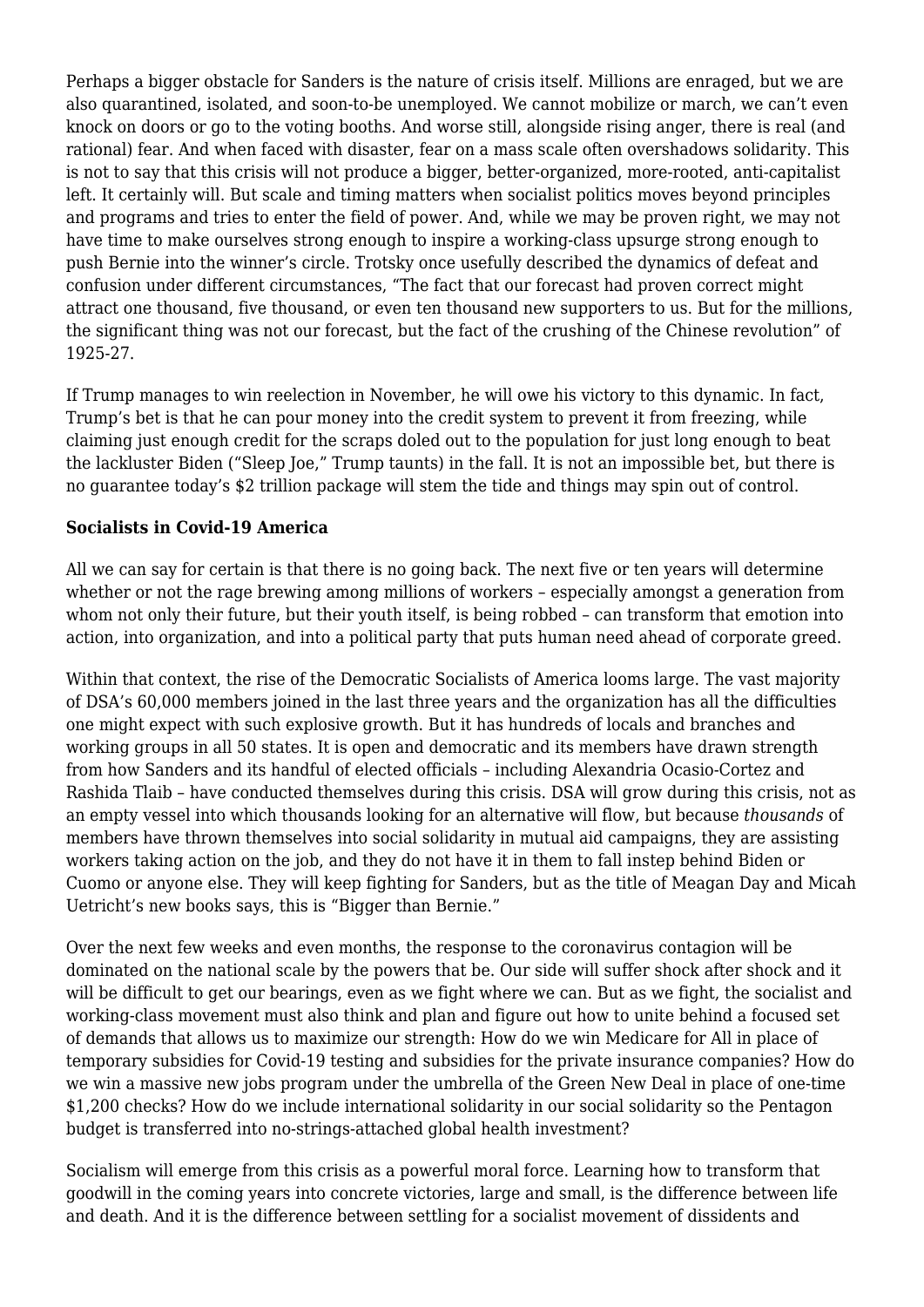Perhaps a bigger obstacle for Sanders is the nature of crisis itself. Millions are enraged, but we are also quarantined, isolated, and soon-to-be unemployed. We cannot mobilize or march, we can't even knock on doors or go to the voting booths. And worse still, alongside rising anger, there is real (and rational) fear. And when faced with disaster, fear on a mass scale often overshadows solidarity. This is not to say that this crisis will not produce a bigger, better-organized, more-rooted, anti-capitalist left. It certainly will. But scale and timing matters when socialist politics moves beyond principles and programs and tries to enter the field of power. And, while we may be proven right, we may not have time to make ourselves strong enough to inspire a working-class upsurge strong enough to push Bernie into the winner's circle. Trotsky once usefully described the dynamics of defeat and confusion under different circumstances, "The fact that our forecast had proven correct might attract one thousand, five thousand, or even ten thousand new supporters to us. But for the millions, the significant thing was not our forecast, but the fact of the crushing of the Chinese revolution" of 1925-27.

If Trump manages to win reelection in November, he will owe his victory to this dynamic. In fact, Trump's bet is that he can pour money into the credit system to prevent it from freezing, while claiming just enough credit for the scraps doled out to the population for just long enough to beat the lackluster Biden ("Sleep Joe," Trump taunts) in the fall. It is not an impossible bet, but there is no guarantee today's $2 trillion package will stem the tide and things may spin out of control.

**Socialists in Covid-19 America**

All we can say for certain is that there is no going back. The next five or ten years will determine whether or not the rage brewing among millions of workers – especially amongst a generation from whom not only their future, but their youth itself, is being robbed – can transform that emotion into action, into organization, and into a political party that puts human need ahead of corporate greed.

Within that context, the rise of the Democratic Socialists of America looms large. The vast majority of DSA's 60,000 members joined in the last three years and the organization has all the difficulties one might expect with such explosive growth. But it has hundreds of locals and branches and working groups in all 50 states. It is open and democratic and its members have drawn strength from how Sanders and its handful of elected officials – including Alexandria Ocasio-Cortez and Rashida Tlaib – have conducted themselves during this crisis. DSA will grow during this crisis, not as an empty vessel into which thousands looking for an alternative will flow, but because *thousands* of members have thrown themselves into social solidarity in mutual aid campaigns, they are assisting workers taking action on the job, and they do not have it in them to fall instep behind Biden or Cuomo or anyone else. They will keep fighting for Sanders, but as the title of Meagan Day and Micah Uetricht's new books says, this is "Bigger than Bernie."

Over the next few weeks and even months, the response to the coronavirus contagion will be dominated on the national scale by the powers that be. Our side will suffer shock after shock and it will be difficult to get our bearings, even as we fight where we can. But as we fight, the socialist and working-class movement must also think and plan and figure out how to unite behind a focused set of demands that allows us to maximize our strength: How do we win Medicare for All in place of temporary subsidies for Covid-19 testing and subsidies for the private insurance companies? How do we win a massive new jobs program under the umbrella of the Green New Deal in place of one-time $1,200 checks? How do we include international solidarity in our social solidarity so the Pentagon budget is transferred into no-strings-attached global health investment?

Socialism will emerge from this crisis as a powerful moral force. Learning how to transform that goodwill in the coming years into concrete victories, large and small, is the difference between life and death. And it is the difference between settling for a socialist movement of dissidents and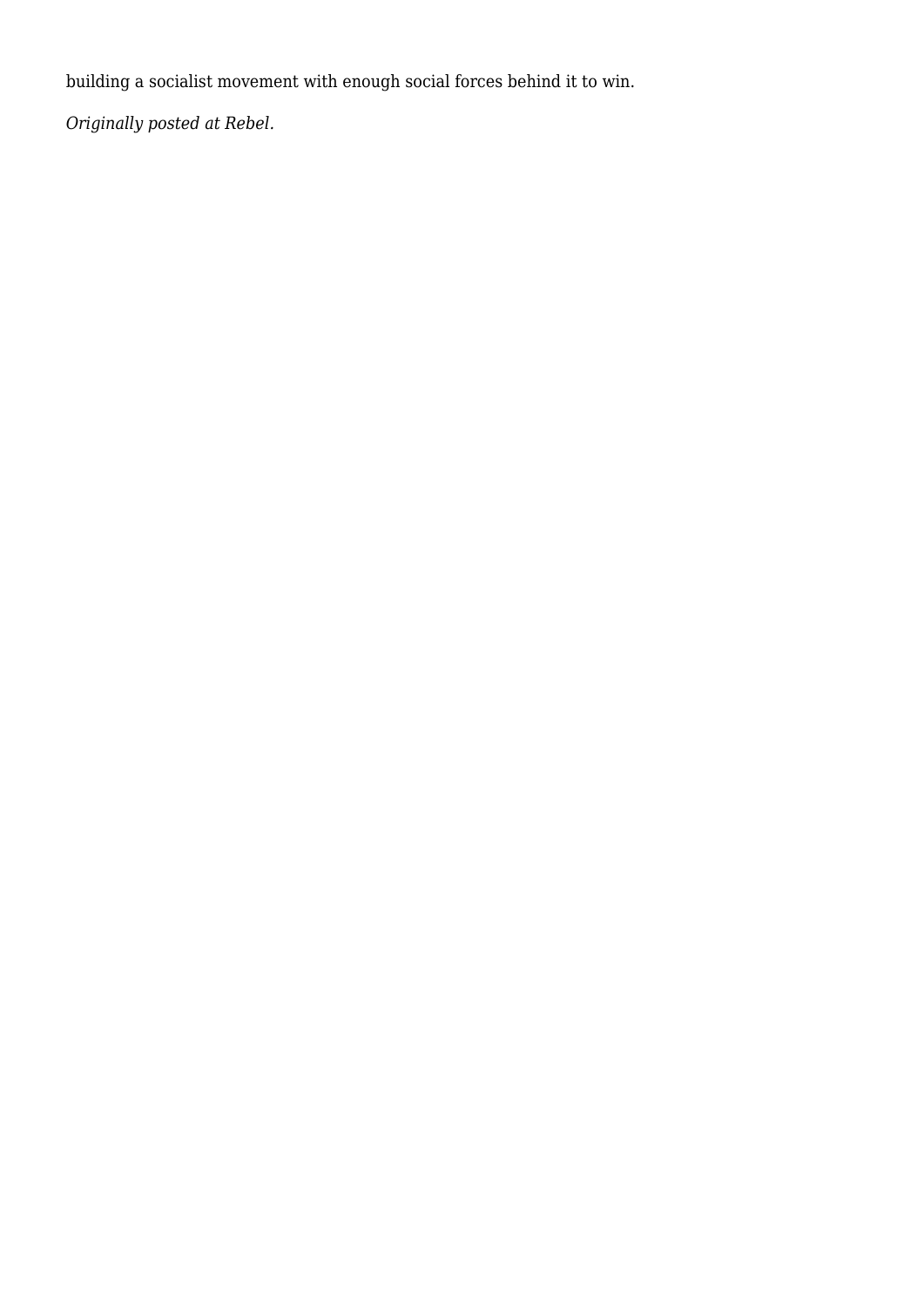building a socialist movement with enough social forces behind it to win.

*Originally posted at Rebel.*